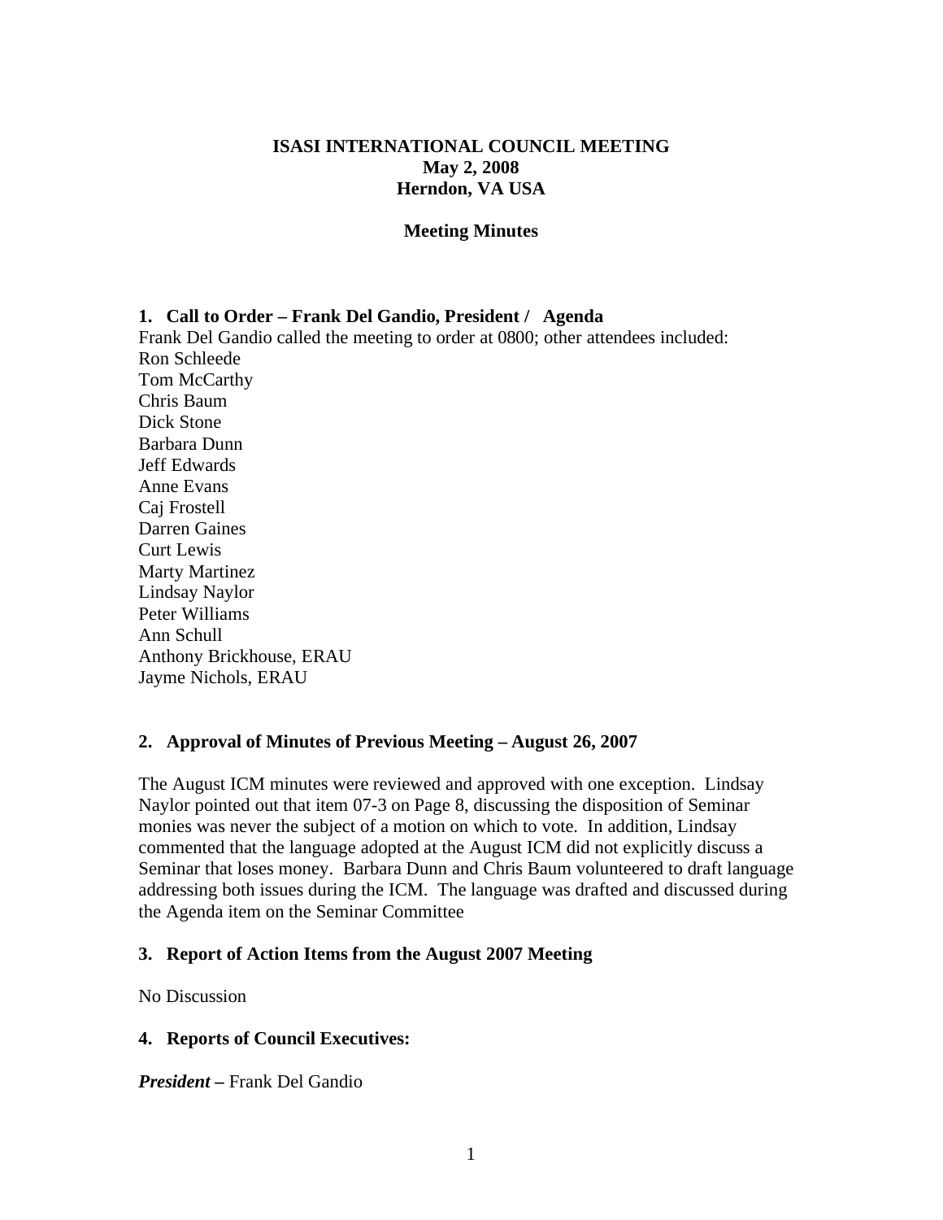# ISASI INTERNATIONAL COUNCIL MEETING
## May 2, 2008
## Herndon, VA USA

### Meeting Minutes

**1. Call to Order – Frank Del Gandio, President / Agenda**

Frank Del Gandio called the meeting to order at 0800; other attendees included:
Ron Schleede
Tom McCarthy
Chris Baum
Dick Stone
Barbara Dunn
Jeff Edwards
Anne Evans
Caj Frostell
Darren Gaines
Curt Lewis
Marty Martinez
Lindsay Naylor
Peter Williams
Ann Schull
Anthony Brickhouse, ERAU
Jayme Nichols, ERAU

**2. Approval of Minutes of Previous Meeting – August 26, 2007**

The August ICM minutes were reviewed and approved with one exception. Lindsay Naylor pointed out that item 07-3 on Page 8, discussing the disposition of Seminar monies was never the subject of a motion on which to vote. In addition, Lindsay commented that the language adopted at the August ICM did not explicitly discuss a Seminar that loses money. Barbara Dunn and Chris Baum volunteered to draft language addressing both issues during the ICM. The language was drafted and discussed during the Agenda item on the Seminar Committee

**3. Report of Action Items from the August 2007 Meeting**

No Discussion

**4. Reports of Council Executives:**

***President –*** Frank Del Gandio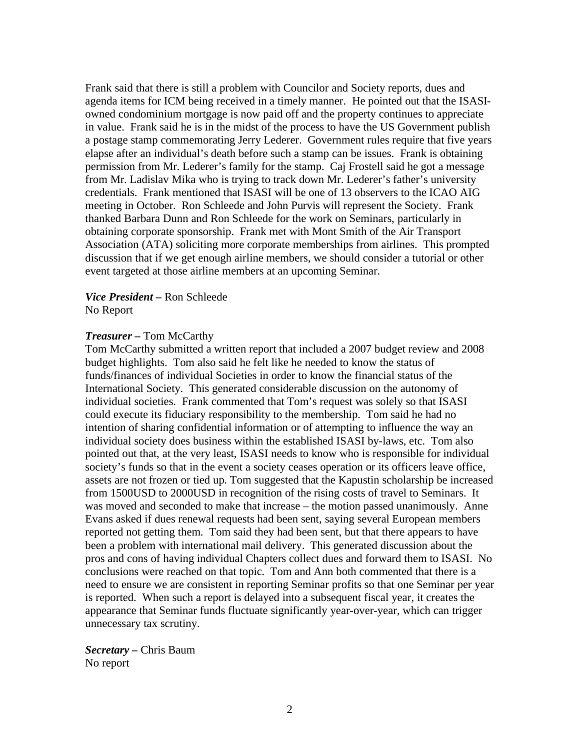Frank said that there is still a problem with Councilor and Society reports, dues and agenda items for ICM being received in a timely manner. He pointed out that the ISASI-owned condominium mortgage is now paid off and the property continues to appreciate in value. Frank said he is in the midst of the process to have the US Government publish a postage stamp commemorating Jerry Lederer. Government rules require that five years elapse after an individual's death before such a stamp can be issues. Frank is obtaining permission from Mr. Lederer's family for the stamp. Caj Frostell said he got a message from Mr. Ladislav Mika who is trying to track down Mr. Lederer's father's university credentials. Frank mentioned that ISASI will be one of 13 observers to the ICAO AIG meeting in October. Ron Schleede and John Purvis will represent the Society. Frank thanked Barbara Dunn and Ron Schleede for the work on Seminars, particularly in obtaining corporate sponsorship. Frank met with Mont Smith of the Air Transport Association (ATA) soliciting more corporate memberships from airlines. This prompted discussion that if we get enough airline members, we should consider a tutorial or other event targeted at those airline members at an upcoming Seminar.

***Vice President –*** Ron Schleede
No Report

***Treasurer –*** Tom McCarthy
Tom McCarthy submitted a written report that included a 2007 budget review and 2008 budget highlights. Tom also said he felt like he needed to know the status of funds/finances of individual Societies in order to know the financial status of the International Society. This generated considerable discussion on the autonomy of individual societies. Frank commented that Tom's request was solely so that ISASI could execute its fiduciary responsibility to the membership. Tom said he had no intention of sharing confidential information or of attempting to influence the way an individual society does business within the established ISASI by-laws, etc. Tom also pointed out that, at the very least, ISASI needs to know who is responsible for individual society's funds so that in the event a society ceases operation or its officers leave office, assets are not frozen or tied up. Tom suggested that the Kapustin scholarship be increased from 1500USD to 2000USD in recognition of the rising costs of travel to Seminars. It was moved and seconded to make that increase – the motion passed unanimously. Anne Evans asked if dues renewal requests had been sent, saying several European members reported not getting them. Tom said they had been sent, but that there appears to have been a problem with international mail delivery. This generated discussion about the pros and cons of having individual Chapters collect dues and forward them to ISASI. No conclusions were reached on that topic. Tom and Ann both commented that there is a need to ensure we are consistent in reporting Seminar profits so that one Seminar per year is reported. When such a report is delayed into a subsequent fiscal year, it creates the appearance that Seminar funds fluctuate significantly year-over-year, which can trigger unnecessary tax scrutiny.

***Secretary –*** Chris Baum
No report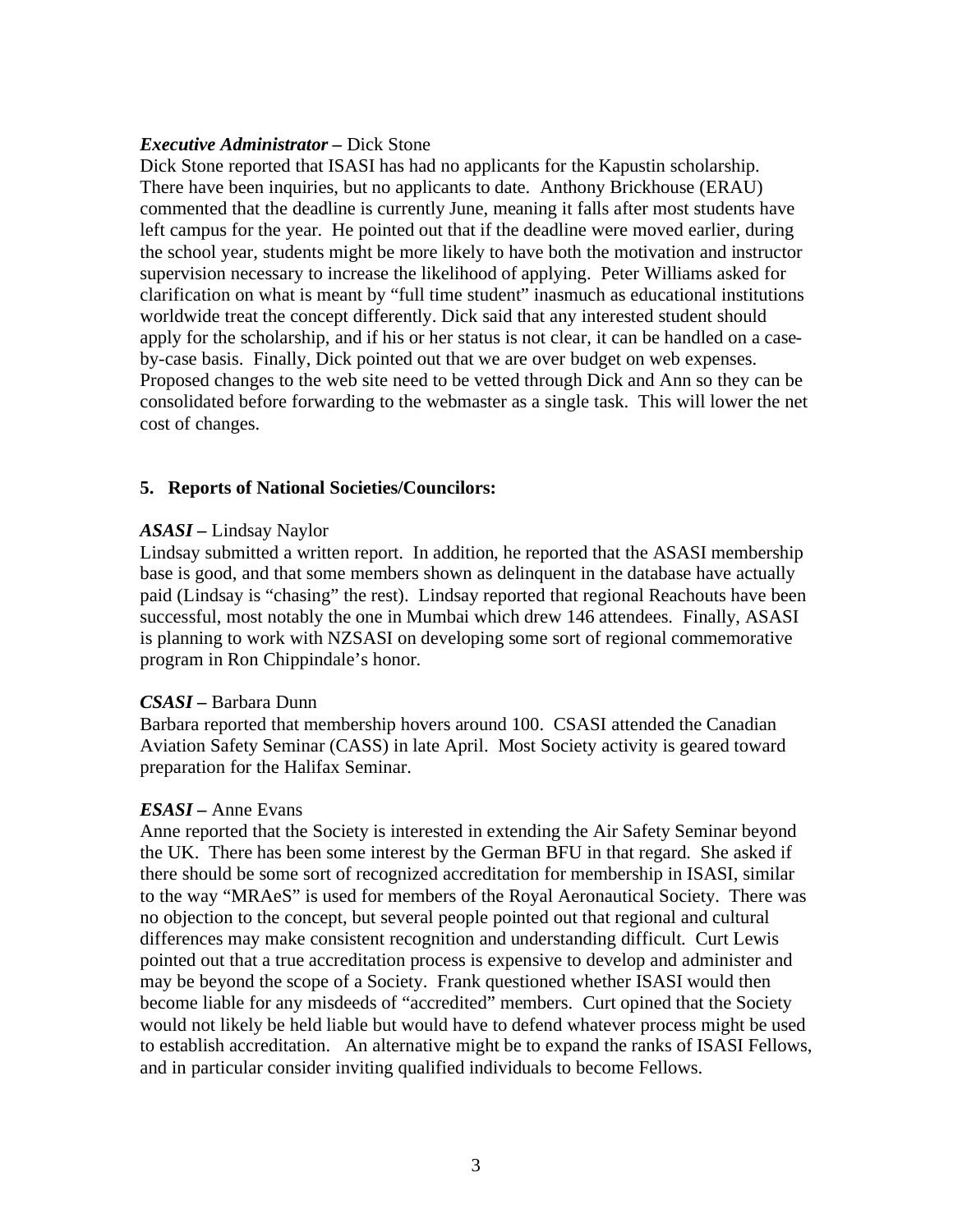***Executive Administrator –*** Dick Stone

Dick Stone reported that ISASI has had no applicants for the Kapustin scholarship. There have been inquiries, but no applicants to date. Anthony Brickhouse (ERAU) commented that the deadline is currently June, meaning it falls after most students have left campus for the year. He pointed out that if the deadline were moved earlier, during the school year, students might be more likely to have both the motivation and instructor supervision necessary to increase the likelihood of applying. Peter Williams asked for clarification on what is meant by "full time student" inasmuch as educational institutions worldwide treat the concept differently. Dick said that any interested student should apply for the scholarship, and if his or her status is not clear, it can be handled on a case-by-case basis. Finally, Dick pointed out that we are over budget on web expenses. Proposed changes to the web site need to be vetted through Dick and Ann so they can be consolidated before forwarding to the webmaster as a single task. This will lower the net cost of changes.

## 5. Reports of National Societies/Councilors:

***ASASI –*** Lindsay Naylor

Lindsay submitted a written report. In addition, he reported that the ASASI membership base is good, and that some members shown as delinquent in the database have actually paid (Lindsay is "chasing" the rest). Lindsay reported that regional Reachouts have been successful, most notably the one in Mumbai which drew 146 attendees. Finally, ASASI is planning to work with NZSASI on developing some sort of regional commemorative program in Ron Chippindale's honor.

***CSASI –*** Barbara Dunn

Barbara reported that membership hovers around 100. CSASI attended the Canadian Aviation Safety Seminar (CASS) in late April. Most Society activity is geared toward preparation for the Halifax Seminar.

***ESASI –*** Anne Evans

Anne reported that the Society is interested in extending the Air Safety Seminar beyond the UK. There has been some interest by the German BFU in that regard. She asked if there should be some sort of recognized accreditation for membership in ISASI, similar to the way "MRAeS" is used for members of the Royal Aeronautical Society. There was no objection to the concept, but several people pointed out that regional and cultural differences may make consistent recognition and understanding difficult. Curt Lewis pointed out that a true accreditation process is expensive to develop and administer and may be beyond the scope of a Society. Frank questioned whether ISASI would then become liable for any misdeeds of "accredited" members. Curt opined that the Society would not likely be held liable but would have to defend whatever process might be used to establish accreditation. An alternative might be to expand the ranks of ISASI Fellows, and in particular consider inviting qualified individuals to become Fellows.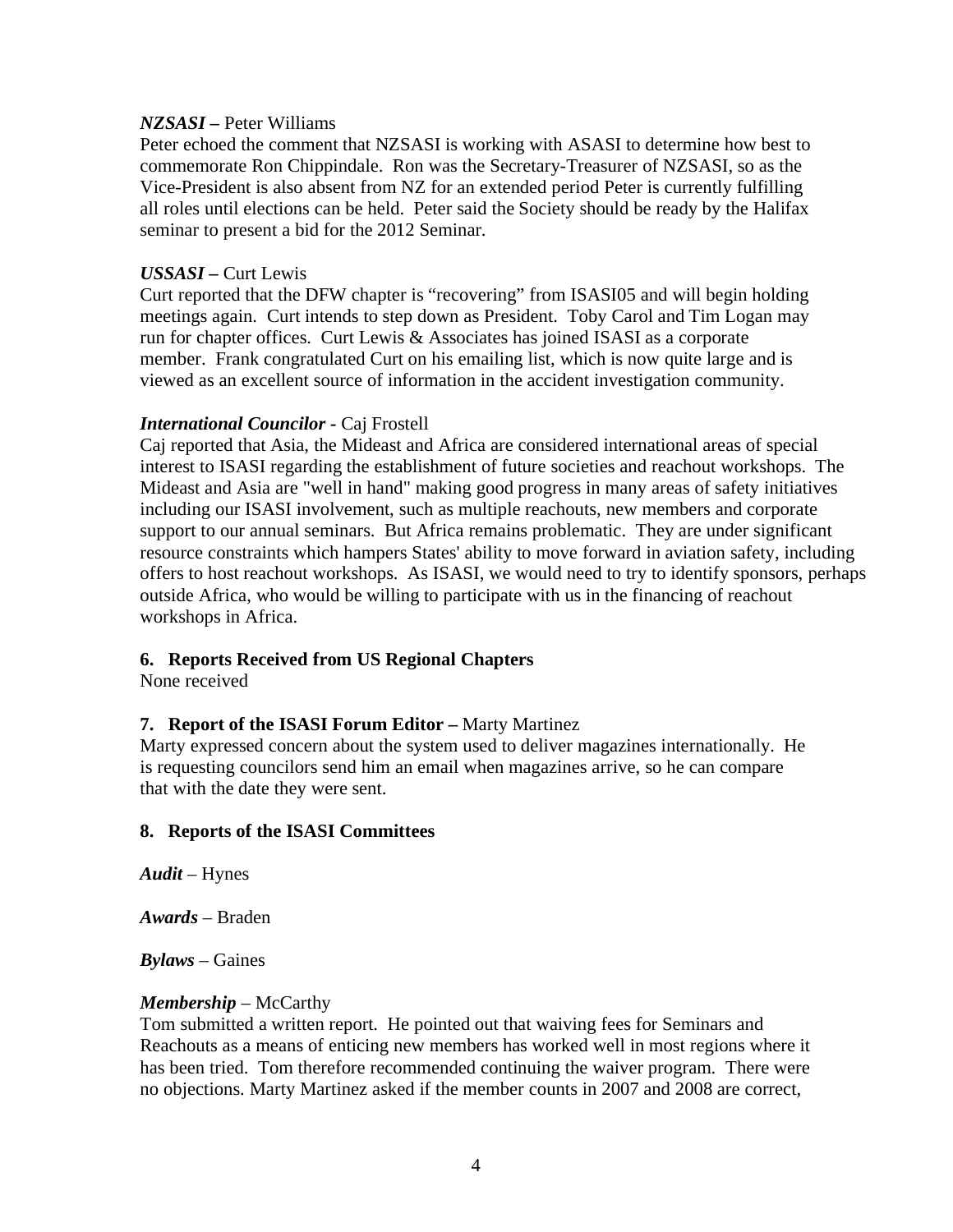***NZSASI –*** Peter Williams
Peter echoed the comment that NZSASI is working with ASASI to determine how best to commemorate Ron Chippindale. Ron was the Secretary-Treasurer of NZSASI, so as the Vice-President is also absent from NZ for an extended period Peter is currently fulfilling all roles until elections can be held. Peter said the Society should be ready by the Halifax seminar to present a bid for the 2012 Seminar.

***USSASI –*** Curt Lewis
Curt reported that the DFW chapter is "recovering" from ISASI05 and will begin holding meetings again. Curt intends to step down as President. Toby Carol and Tim Logan may run for chapter offices. Curt Lewis & Associates has joined ISASI as a corporate member. Frank congratulated Curt on his emailing list, which is now quite large and is viewed as an excellent source of information in the accident investigation community.

***International Councilor -*** Caj Frostell
Caj reported that Asia, the Mideast and Africa are considered international areas of special interest to ISASI regarding the establishment of future societies and reachout workshops. The Mideast and Asia are "well in hand" making good progress in many areas of safety initiatives including our ISASI involvement, such as multiple reachouts, new members and corporate support to our annual seminars. But Africa remains problematic. They are under significant resource constraints which hampers States' ability to move forward in aviation safety, including offers to host reachout workshops. As ISASI, we would need to try to identify sponsors, perhaps outside Africa, who would be willing to participate with us in the financing of reachout workshops in Africa.

**6. Reports Received from US Regional Chapters**
None received

**7. Report of the ISASI Forum Editor –** Marty Martinez
Marty expressed concern about the system used to deliver magazines internationally. He is requesting councilors send him an email when magazines arrive, so he can compare that with the date they were sent.

**8. Reports of the ISASI Committees**

***Audit*** – Hynes

***Awards*** – Braden

***Bylaws*** – Gaines

***Membership*** – McCarthy
Tom submitted a written report. He pointed out that waiving fees for Seminars and Reachouts as a means of enticing new members has worked well in most regions where it has been tried. Tom therefore recommended continuing the waiver program. There were no objections. Marty Martinez asked if the member counts in 2007 and 2008 are correct,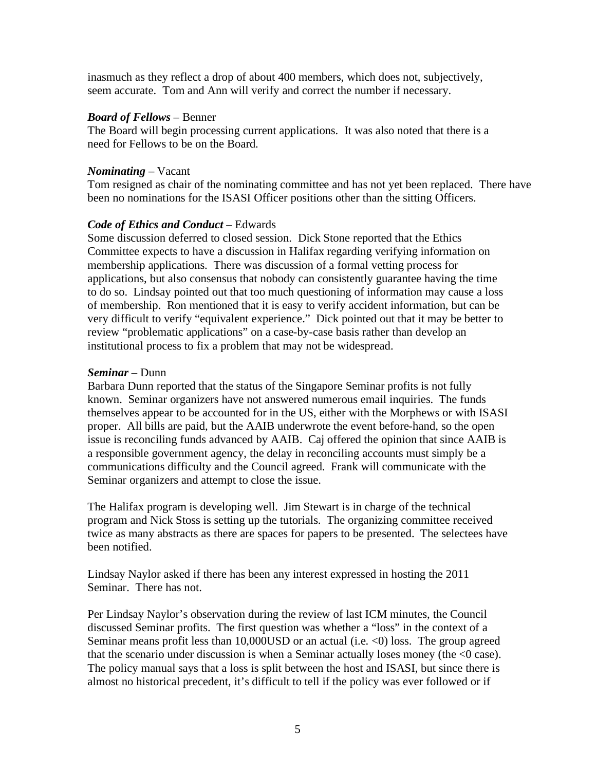inasmuch as they reflect a drop of about 400 members, which does not, subjectively, seem accurate. Tom and Ann will verify and correct the number if necessary.

***Board of Fellows*** – Benner
The Board will begin processing current applications. It was also noted that there is a need for Fellows to be on the Board.

***Nominating*** – Vacant
Tom resigned as chair of the nominating committee and has not yet been replaced. There have been no nominations for the ISASI Officer positions other than the sitting Officers.

***Code of Ethics and Conduct*** – Edwards
Some discussion deferred to closed session. Dick Stone reported that the Ethics Committee expects to have a discussion in Halifax regarding verifying information on membership applications. There was discussion of a formal vetting process for applications, but also consensus that nobody can consistently guarantee having the time to do so. Lindsay pointed out that too much questioning of information may cause a loss of membership. Ron mentioned that it is easy to verify accident information, but can be very difficult to verify "equivalent experience." Dick pointed out that it may be better to review "problematic applications" on a case-by-case basis rather than develop an institutional process to fix a problem that may not be widespread.

***Seminar*** – Dunn
Barbara Dunn reported that the status of the Singapore Seminar profits is not fully known. Seminar organizers have not answered numerous email inquiries. The funds themselves appear to be accounted for in the US, either with the Morphews or with ISASI proper. All bills are paid, but the AAIB underwrote the event before-hand, so the open issue is reconciling funds advanced by AAIB. Caj offered the opinion that since AAIB is a responsible government agency, the delay in reconciling accounts must simply be a communications difficulty and the Council agreed. Frank will communicate with the Seminar organizers and attempt to close the issue.

The Halifax program is developing well. Jim Stewart is in charge of the technical program and Nick Stoss is setting up the tutorials. The organizing committee received twice as many abstracts as there are spaces for papers to be presented. The selectees have been notified.

Lindsay Naylor asked if there has been any interest expressed in hosting the 2011 Seminar. There has not.

Per Lindsay Naylor's observation during the review of last ICM minutes, the Council discussed Seminar profits. The first question was whether a "loss" in the context of a Seminar means profit less than 10,000USD or an actual (i.e. <0) loss. The group agreed that the scenario under discussion is when a Seminar actually loses money (the <0 case). The policy manual says that a loss is split between the host and ISASI, but since there is almost no historical precedent, it's difficult to tell if the policy was ever followed or if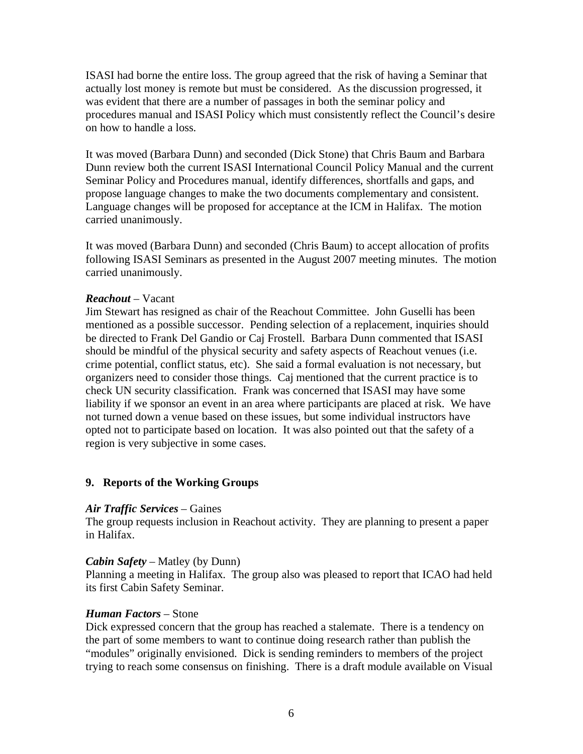ISASI had borne the entire loss. The group agreed that the risk of having a Seminar that actually lost money is remote but must be considered. As the discussion progressed, it was evident that there are a number of passages in both the seminar policy and procedures manual and ISASI Policy which must consistently reflect the Council's desire on how to handle a loss.

It was moved (Barbara Dunn) and seconded (Dick Stone) that Chris Baum and Barbara Dunn review both the current ISASI International Council Policy Manual and the current Seminar Policy and Procedures manual, identify differences, shortfalls and gaps, and propose language changes to make the two documents complementary and consistent. Language changes will be proposed for acceptance at the ICM in Halifax. The motion carried unanimously.

It was moved (Barbara Dunn) and seconded (Chris Baum) to accept allocation of profits following ISASI Seminars as presented in the August 2007 meeting minutes. The motion carried unanimously.

***Reachout*** – Vacant
Jim Stewart has resigned as chair of the Reachout Committee. John Guselli has been mentioned as a possible successor. Pending selection of a replacement, inquiries should be directed to Frank Del Gandio or Caj Frostell. Barbara Dunn commented that ISASI should be mindful of the physical security and safety aspects of Reachout venues (i.e. crime potential, conflict status, etc). She said a formal evaluation is not necessary, but organizers need to consider those things. Caj mentioned that the current practice is to check UN security classification. Frank was concerned that ISASI may have some liability if we sponsor an event in an area where participants are placed at risk. We have not turned down a venue based on these issues, but some individual instructors have opted not to participate based on location. It was also pointed out that the safety of a region is very subjective in some cases.

## 9. Reports of the Working Groups

***Air Traffic Services*** – Gaines
The group requests inclusion in Reachout activity. They are planning to present a paper in Halifax.

***Cabin Safety*** – Matley (by Dunn)
Planning a meeting in Halifax. The group also was pleased to report that ICAO had held its first Cabin Safety Seminar.

***Human Factors*** – Stone
Dick expressed concern that the group has reached a stalemate. There is a tendency on the part of some members to want to continue doing research rather than publish the "modules" originally envisioned. Dick is sending reminders to members of the project trying to reach some consensus on finishing. There is a draft module available on Visual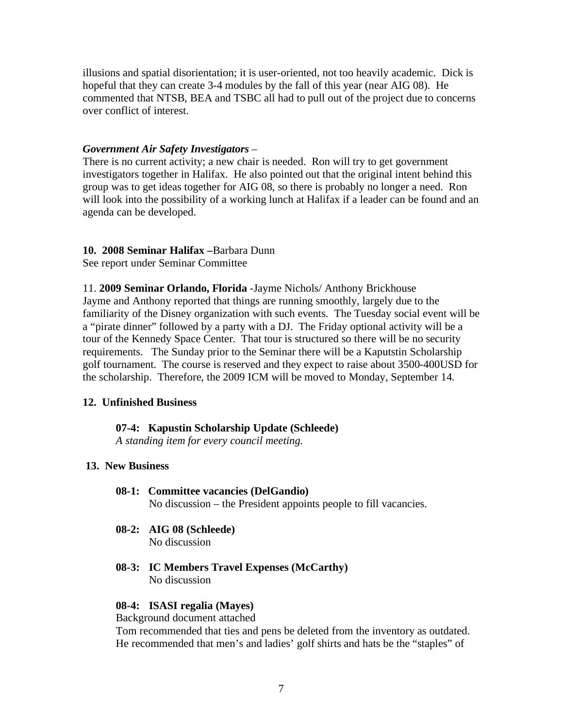illusions and spatial disorientation; it is user-oriented, not too heavily academic. Dick is hopeful that they can create 3-4 modules by the fall of this year (near AIG 08). He commented that NTSB, BEA and TSBC all had to pull out of the project due to concerns over conflict of interest.

***Government Air Safety Investigators*** –

There is no current activity; a new chair is needed. Ron will try to get government investigators together in Halifax. He also pointed out that the original intent behind this group was to get ideas together for AIG 08, so there is probably no longer a need. Ron will look into the possibility of a working lunch at Halifax if a leader can be found and an agenda can be developed.

**10. 2008 Seminar Halifax –**Barbara Dunn

See report under Seminar Committee

11. **2009 Seminar Orlando, Florida** -Jayme Nichols/ Anthony Brickhouse

Jayme and Anthony reported that things are running smoothly, largely due to the familiarity of the Disney organization with such events. The Tuesday social event will be a "pirate dinner" followed by a party with a DJ. The Friday optional activity will be a tour of the Kennedy Space Center. That tour is structured so there will be no security requirements. The Sunday prior to the Seminar there will be a Kaputstin Scholarship golf tournament. The course is reserved and they expect to raise about 3500-400USD for the scholarship. Therefore, the 2009 ICM will be moved to Monday, September 14.

**12. Unfinished Business**

**07-4: Kapustin Scholarship Update (Schleede)**

*A standing item for every council meeting.*

**13. New Business**

**08-1: Committee vacancies (DelGandio)**

No discussion – the President appoints people to fill vacancies.

**08-2: AIG 08 (Schleede)**

No discussion

**08-3: IC Members Travel Expenses (McCarthy)**

No discussion

**08-4: ISASI regalia (Mayes)**

Background document attached

Tom recommended that ties and pens be deleted from the inventory as outdated. He recommended that men's and ladies' golf shirts and hats be the "staples" of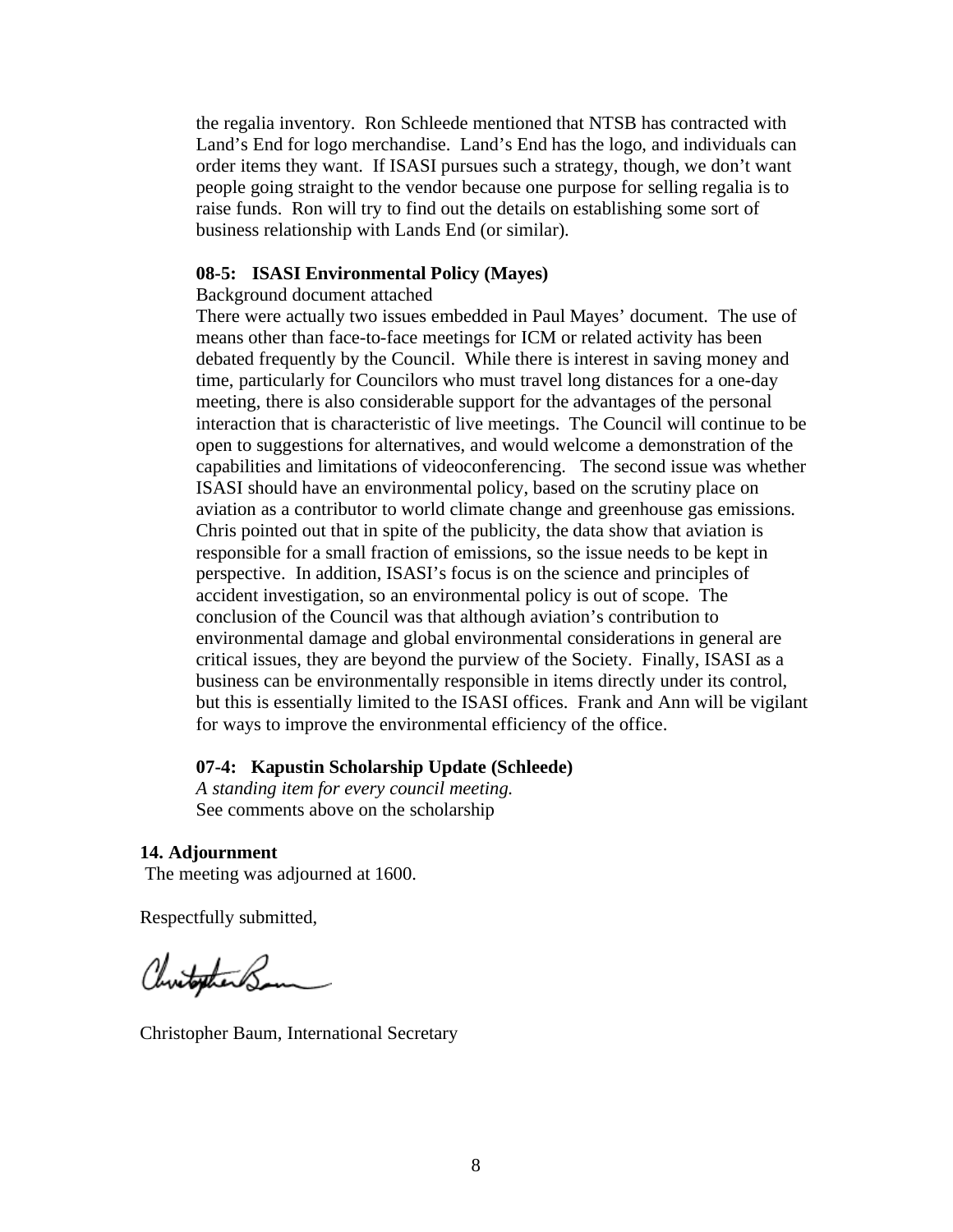the regalia inventory. Ron Schleede mentioned that NTSB has contracted with Land's End for logo merchandise. Land's End has the logo, and individuals can order items they want. If ISASI pursues such a strategy, though, we don't want people going straight to the vendor because one purpose for selling regalia is to raise funds. Ron will try to find out the details on establishing some sort of business relationship with Lands End (or similar).

**08-5: ISASI Environmental Policy (Mayes)**

Background document attached

There were actually two issues embedded in Paul Mayes' document. The use of means other than face-to-face meetings for ICM or related activity has been debated frequently by the Council. While there is interest in saving money and time, particularly for Councilors who must travel long distances for a one-day meeting, there is also considerable support for the advantages of the personal interaction that is characteristic of live meetings. The Council will continue to be open to suggestions for alternatives, and would welcome a demonstration of the capabilities and limitations of videoconferencing. The second issue was whether ISASI should have an environmental policy, based on the scrutiny place on aviation as a contributor to world climate change and greenhouse gas emissions. Chris pointed out that in spite of the publicity, the data show that aviation is responsible for a small fraction of emissions, so the issue needs to be kept in perspective. In addition, ISASI's focus is on the science and principles of accident investigation, so an environmental policy is out of scope. The conclusion of the Council was that although aviation's contribution to environmental damage and global environmental considerations in general are critical issues, they are beyond the purview of the Society. Finally, ISASI as a business can be environmentally responsible in items directly under its control, but this is essentially limited to the ISASI offices. Frank and Ann will be vigilant for ways to improve the environmental efficiency of the office.

**07-4: Kapustin Scholarship Update (Schleede)**

*A standing item for every council meeting.*

See comments above on the scholarship

**14. Adjournment**

The meeting was adjourned at 1600.

Respectfully submitted,

Christopher Baum, International Secretary